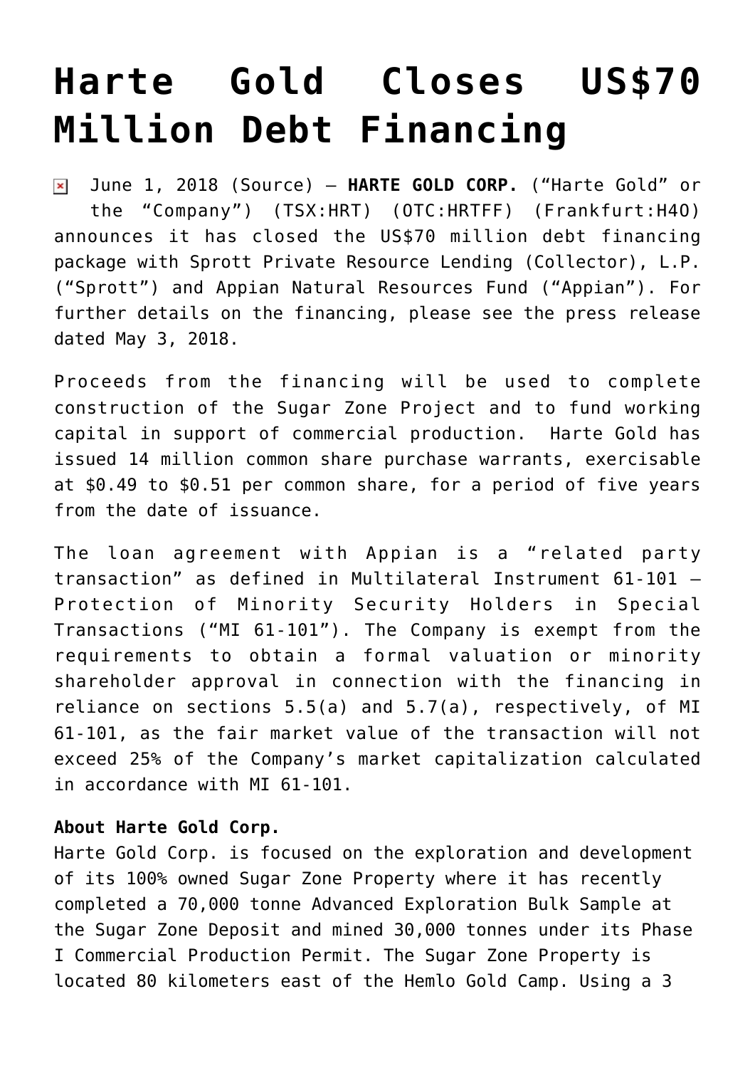# Harte Gold Closes US$70 Million Debt Financing

June 1, 2018 (Source) — **HARTE GOLD CORP.** ("Harte Gold" or the "Company") (TSX:HRT) (OTC:HRTFF) (Frankfurt:H4O) announces it has closed the US$70 million debt financing package with Sprott Private Resource Lending (Collector), L.P. ("Sprott") and Appian Natural Resources Fund ("Appian"). For further details on the financing, please see the press release dated May 3, 2018.

Proceeds from the financing will be used to complete construction of the Sugar Zone Project and to fund working capital in support of commercial production. Harte Gold has issued 14 million common share purchase warrants, exercisable at $0.49 to $0.51 per common share, for a period of five years from the date of issuance.

The loan agreement with Appian is a "related party transaction" as defined in Multilateral Instrument 61-101 – Protection of Minority Security Holders in Special Transactions ("MI 61-101"). The Company is exempt from the requirements to obtain a formal valuation or minority shareholder approval in connection with the financing in reliance on sections 5.5(a) and 5.7(a), respectively, of MI 61-101, as the fair market value of the transaction will not exceed 25% of the Company's market capitalization calculated in accordance with MI 61-101.

**About Harte Gold Corp.**

Harte Gold Corp. is focused on the exploration and development of its 100% owned Sugar Zone Property where it has recently completed a 70,000 tonne Advanced Exploration Bulk Sample at the Sugar Zone Deposit and mined 30,000 tonnes under its Phase I Commercial Production Permit. The Sugar Zone Property is located 80 kilometers east of the Hemlo Gold Camp. Using a 3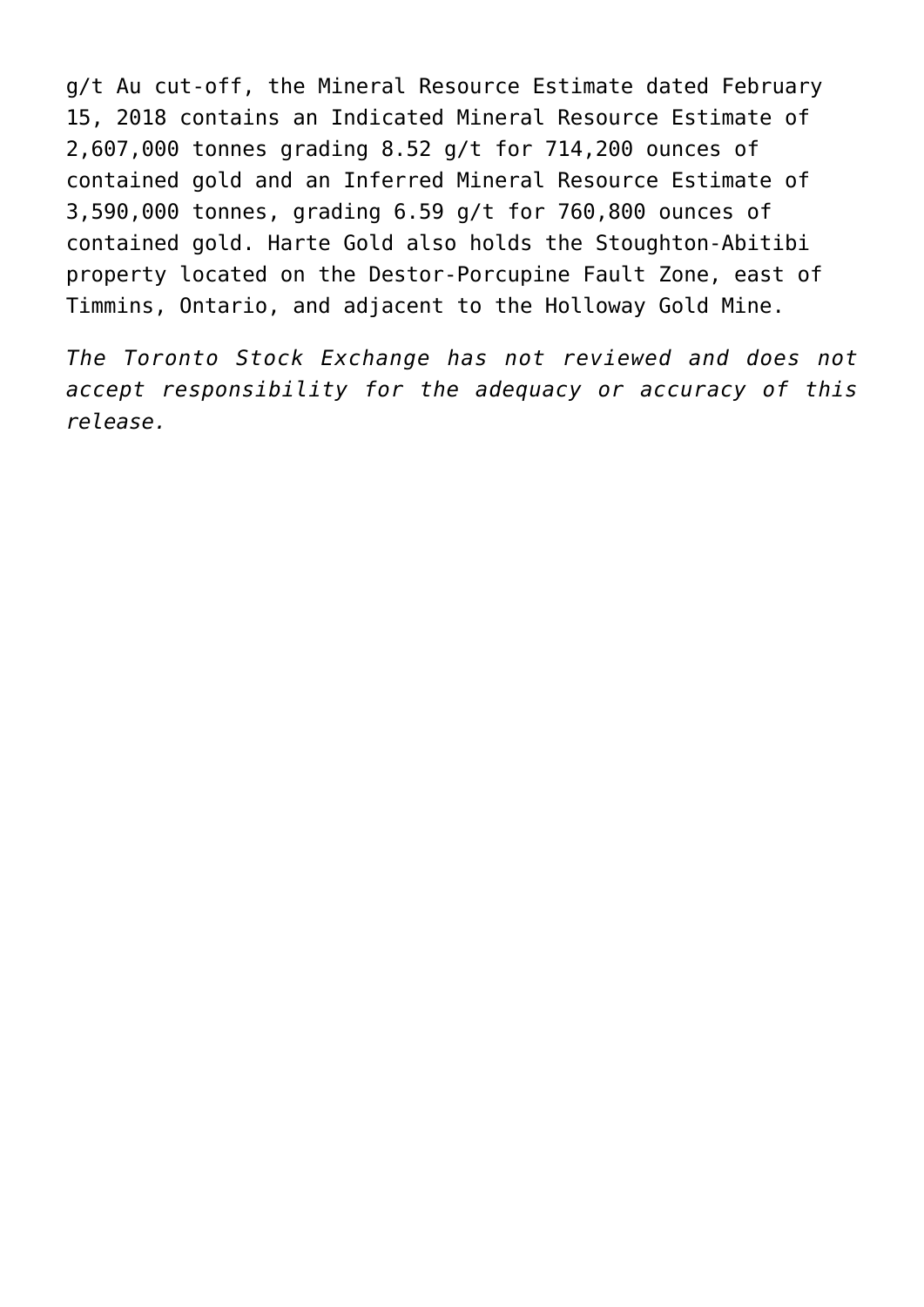g/t Au cut-off, the Mineral Resource Estimate dated February 15, 2018 contains an Indicated Mineral Resource Estimate of 2,607,000 tonnes grading 8.52 g/t for 714,200 ounces of contained gold and an Inferred Mineral Resource Estimate of 3,590,000 tonnes, grading 6.59 g/t for 760,800 ounces of contained gold. Harte Gold also holds the Stoughton-Abitibi property located on the Destor-Porcupine Fault Zone, east of Timmins, Ontario, and adjacent to the Holloway Gold Mine.

*The Toronto Stock Exchange has not reviewed and does not accept responsibility for the adequacy or accuracy of this release.*